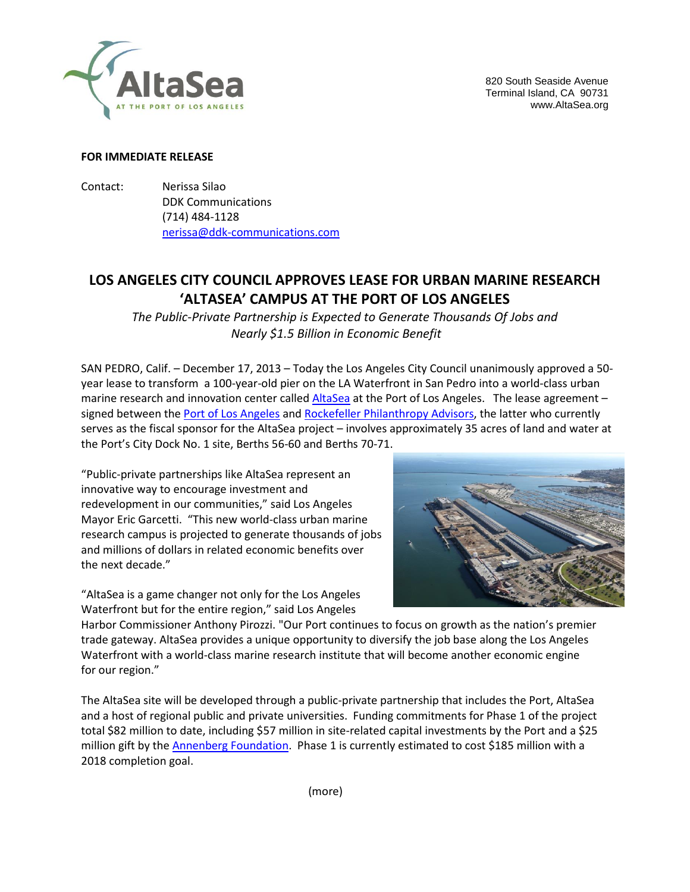AltaSea
AT THE PORT OF LOS ANGELES

820 South Seaside Avenue
Terminal Island, CA 90731
www.AltaSea.org

**FOR IMMEDIATE RELEASE**

Contact: Nerissa Silao
DDK Communications
(714) 484-1128
nerissa@ddk-communications.com

# LOS ANGELES CITY COUNCIL APPROVES LEASE FOR URBAN MARINE RESEARCH 'ALTASEA' CAMPUS AT THE PORT OF LOS ANGELES

*The Public-Private Partnership is Expected to Generate Thousands Of Jobs and Nearly $1.5 Billion in Economic Benefit*

SAN PEDRO, Calif. – December 17, 2013 – Today the Los Angeles City Council unanimously approved a 50-year lease to transform a 100-year-old pier on the LA Waterfront in San Pedro into a world-class urban marine research and innovation center called AltaSea at the Port of Los Angeles. The lease agreement – signed between the Port of Los Angeles and Rockefeller Philanthropy Advisors, the latter who currently serves as the fiscal sponsor for the AltaSea project – involves approximately 35 acres of land and water at the Port's City Dock No. 1 site, Berths 56-60 and Berths 70-71.

"Public-private partnerships like AltaSea represent an innovative way to encourage investment and redevelopment in our communities," said Los Angeles Mayor Eric Garcetti. "This new world-class urban marine research campus is projected to generate thousands of jobs and millions of dollars in related economic benefits over the next decade."

"AltaSea is a game changer not only for the Los Angeles Waterfront but for the entire region," said Los Angeles Harbor Commissioner Anthony Pirozzi. "Our Port continues to focus on growth as the nation's premier trade gateway. AltaSea provides a unique opportunity to diversify the job base along the Los Angeles Waterfront with a world-class marine research institute that will become another economic engine for our region."

The AltaSea site will be developed through a public-private partnership that includes the Port, AltaSea and a host of regional public and private universities. Funding commitments for Phase 1 of the project total $82 million to date, including $57 million in site-related capital investments by the Port and a $25 million gift by the Annenberg Foundation. Phase 1 is currently estimated to cost $185 million with a 2018 completion goal.

(more)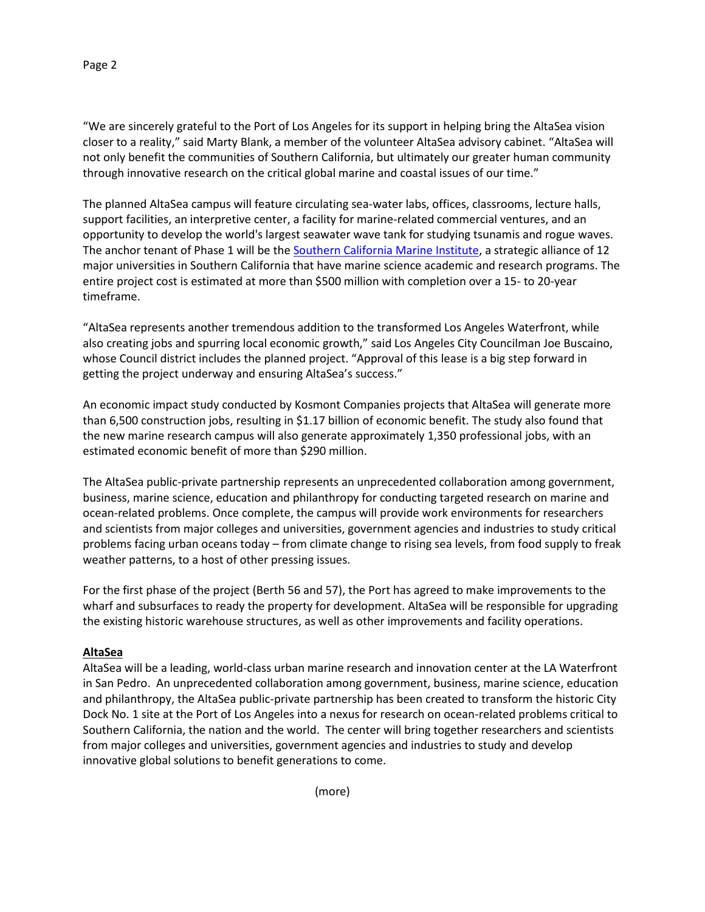"We are sincerely grateful to the Port of Los Angeles for its support in helping bring the AltaSea vision closer to a reality," said Marty Blank, a member of the volunteer AltaSea advisory cabinet. "AltaSea will not only benefit the communities of Southern California, but ultimately our greater human community through innovative research on the critical global marine and coastal issues of our time."

The planned AltaSea campus will feature circulating sea-water labs, offices, classrooms, lecture halls, support facilities, an interpretive center, a facility for marine-related commercial ventures, and an opportunity to develop the world's largest seawater wave tank for studying tsunamis and rogue waves. The anchor tenant of Phase 1 will be the Southern California Marine Institute, a strategic alliance of 12 major universities in Southern California that have marine science academic and research programs. The entire project cost is estimated at more than $500 million with completion over a 15- to 20-year timeframe.

"AltaSea represents another tremendous addition to the transformed Los Angeles Waterfront, while also creating jobs and spurring local economic growth," said Los Angeles City Councilman Joe Buscaino, whose Council district includes the planned project. "Approval of this lease is a big step forward in getting the project underway and ensuring AltaSea's success."

An economic impact study conducted by Kosmont Companies projects that AltaSea will generate more than 6,500 construction jobs, resulting in $1.17 billion of economic benefit. The study also found that the new marine research campus will also generate approximately 1,350 professional jobs, with an estimated economic benefit of more than $290 million.

The AltaSea public-private partnership represents an unprecedented collaboration among government, business, marine science, education and philanthropy for conducting targeted research on marine and ocean-related problems. Once complete, the campus will provide work environments for researchers and scientists from major colleges and universities, government agencies and industries to study critical problems facing urban oceans today – from climate change to rising sea levels, from food supply to freak weather patterns, to a host of other pressing issues.

For the first phase of the project (Berth 56 and 57), the Port has agreed to make improvements to the wharf and subsurfaces to ready the property for development. AltaSea will be responsible for upgrading the existing historic warehouse structures, as well as other improvements and facility operations.

**AltaSea**

AltaSea will be a leading, world-class urban marine research and innovation center at the LA Waterfront in San Pedro. An unprecedented collaboration among government, business, marine science, education and philanthropy, the AltaSea public-private partnership has been created to transform the historic City Dock No. 1 site at the Port of Los Angeles into a nexus for research on ocean-related problems critical to Southern California, the nation and the world. The center will bring together researchers and scientists from major colleges and universities, government agencies and industries to study and develop innovative global solutions to benefit generations to come.

(more)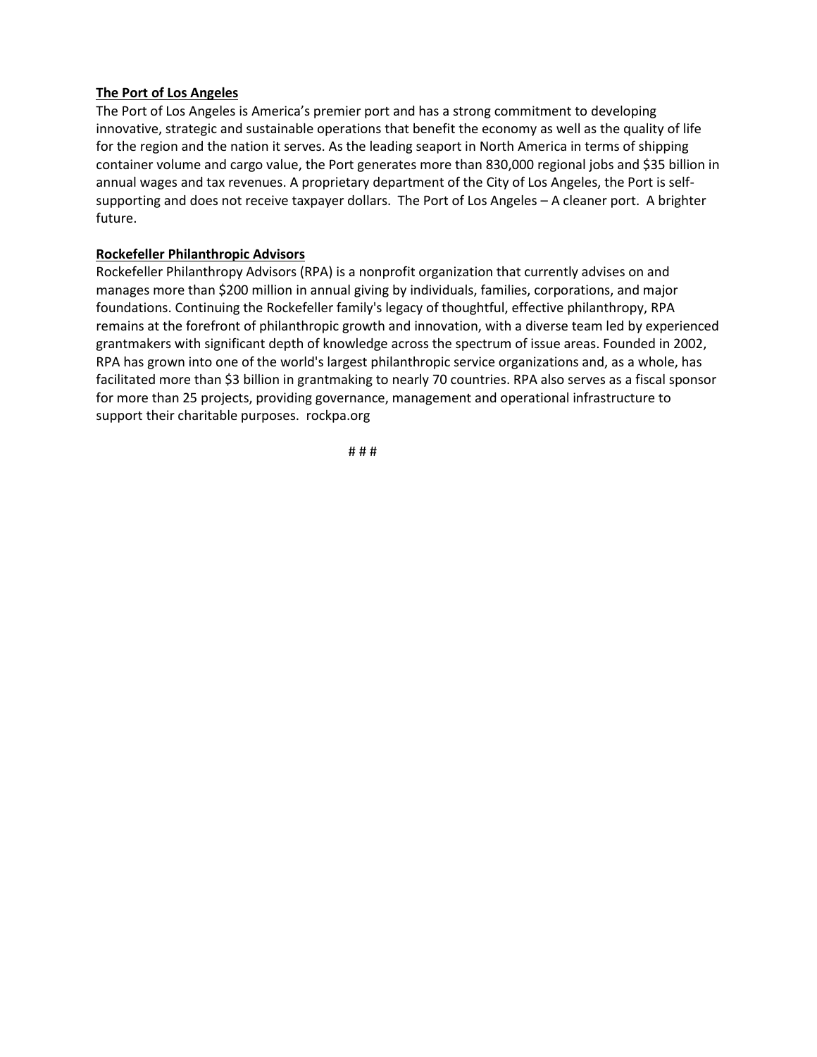**The Port of Los Angeles**

The Port of Los Angeles is America's premier port and has a strong commitment to developing innovative, strategic and sustainable operations that benefit the economy as well as the quality of life for the region and the nation it serves. As the leading seaport in North America in terms of shipping container volume and cargo value, the Port generates more than 830,000 regional jobs and $35 billion in annual wages and tax revenues. A proprietary department of the City of Los Angeles, the Port is self-supporting and does not receive taxpayer dollars. The Port of Los Angeles – A cleaner port. A brighter future.

**Rockefeller Philanthropic Advisors**

Rockefeller Philanthropy Advisors (RPA) is a nonprofit organization that currently advises on and manages more than $200 million in annual giving by individuals, families, corporations, and major foundations. Continuing the Rockefeller family's legacy of thoughtful, effective philanthropy, RPA remains at the forefront of philanthropic growth and innovation, with a diverse team led by experienced grantmakers with significant depth of knowledge across the spectrum of issue areas. Founded in 2002, RPA has grown into one of the world's largest philanthropic service organizations and, as a whole, has facilitated more than $3 billion in grantmaking to nearly 70 countries. RPA also serves as a fiscal sponsor for more than 25 projects, providing governance, management and operational infrastructure to support their charitable purposes. rockpa.org

# # #